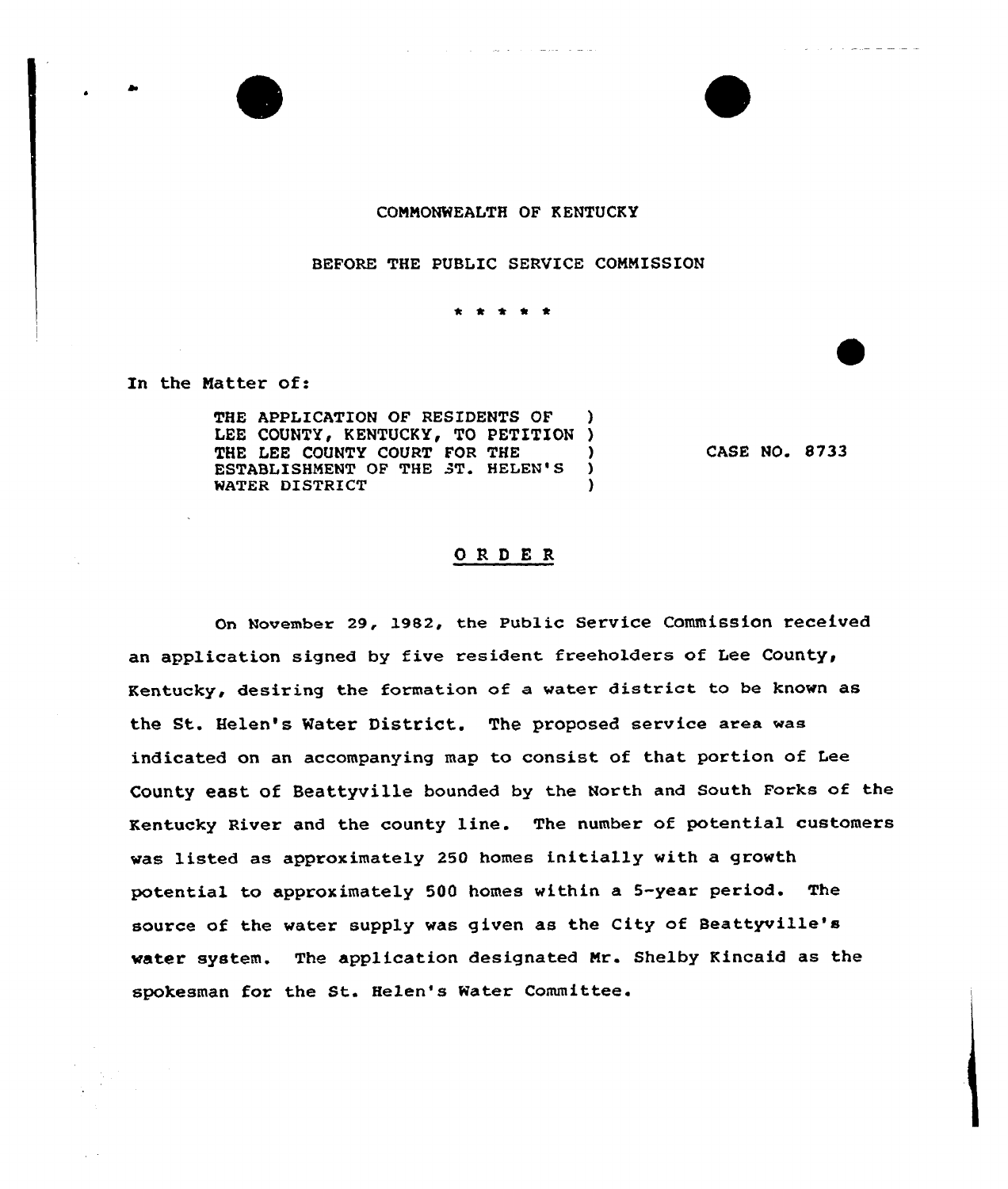COMMONWEALTH OF KENTUCKY

BEFORE THE PUBLIC SERVICE COMMISSION

\* \* \* \* \*

In the Matter of:

THE APPLICATION OF RESIDENTS OF LEE COUNTY, KENTUCKY, TO PETITION THE LEE COUNTY COURT FOR THE ESTABLISHMENT OF THE ST. HELEN'S WATER DISTRICT ) CASE NO. 8733

## O R D E R

On November 29, 1982, the Public Service Commission received an application signed by five resident freeholders of Lee County, Kentucky, desiring the formation of a water district to be known as the St. Helen's Water District. The proposed service area was indicated on an accompanying map to consist of that portion of Lee County east of Beattyville bounded by the North and South Forks of the Kentucky River and the county line. The number of potential customers was listed as approximately 250 homes initially with a growth potential to approximately 500 homes within a 5-year period. The source of the water supply was given as the City of Beattyville's water system. The application designated Mr. Shelby Kincaid as the spokesman for the St. Helen's Water Committee.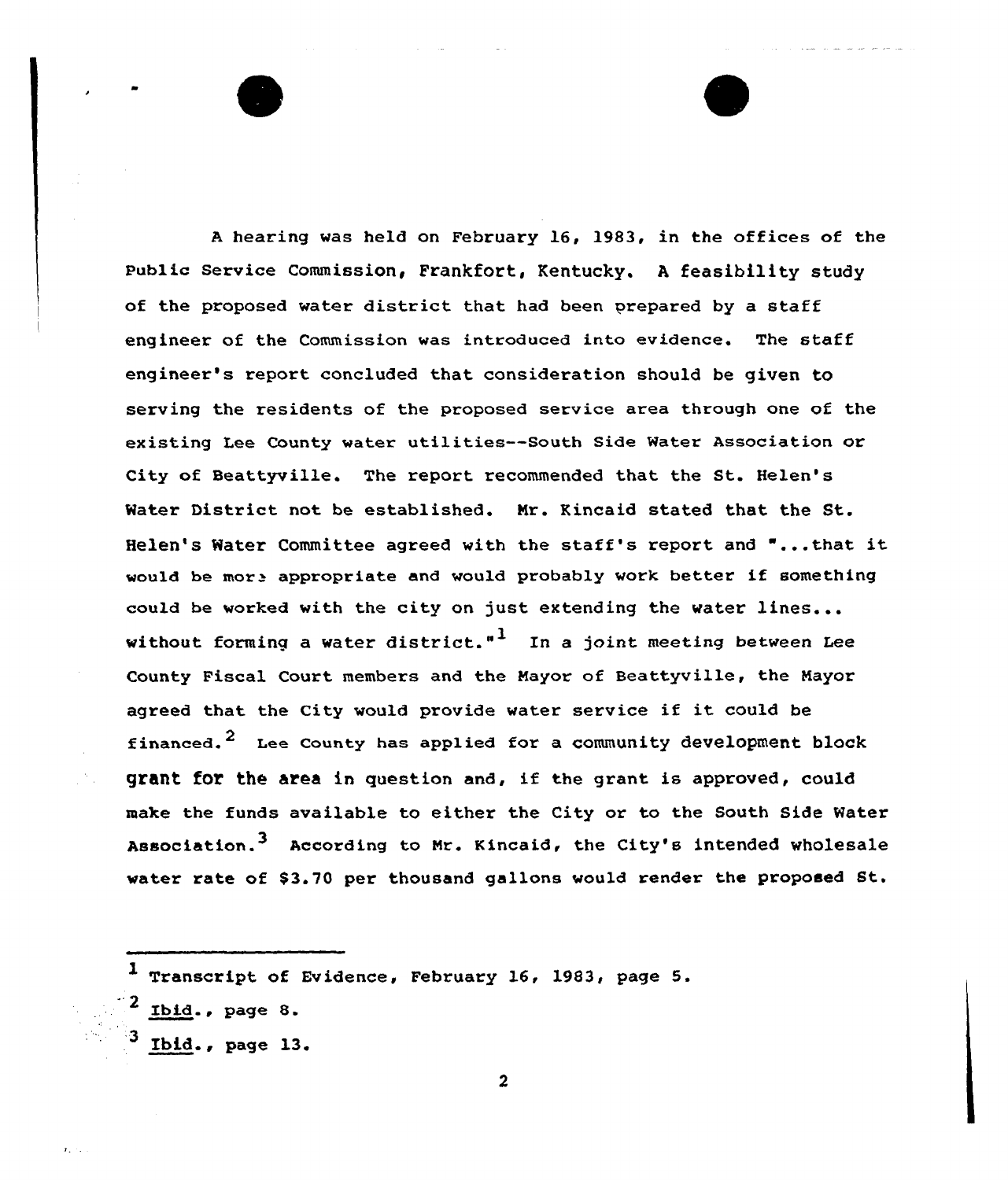A hearing was held on February 16, 1983, in the offices of the Public Service Commission, Frankfort, Kentucky. A feasibility study of the proposed water district that had been prepared by a staff engineer of the Commission was introduced into evidence. The staff engineer's report concluded that consideration should be given to serving the residents of the proposed service area through one of the existing Lee County water utilities--South Side Water Association or City of Beattyville. The report recommended that the St. Helen's Water District not be established. Mr. Kincaid stated that the St. Helen's Water Committee agreed with the staff's report and "...that it would be more appropriate and would probably work better if something could be worked with the city on just extending the water lines... without forming a water district."[1] In a joint meeting between Lee County Fiscal Court members and the Mayor of Beattyville, the Mayor agreed that the City would provide water service if it could be financed.[2] Lee County has applied for a community development block grant for the area in question and, if the grant is approved, could make the funds available to either the City or to the South Side Water Association.[3] According to Mr. Kincaid, the City's intended wholesale water rate of $3.70 per thousand gallons would render the proposed St.

---

[1] Transcript of Evidence, February 16, 1983, page 5.

[2] Ibid., page 8.

[3] Ibid., page 13.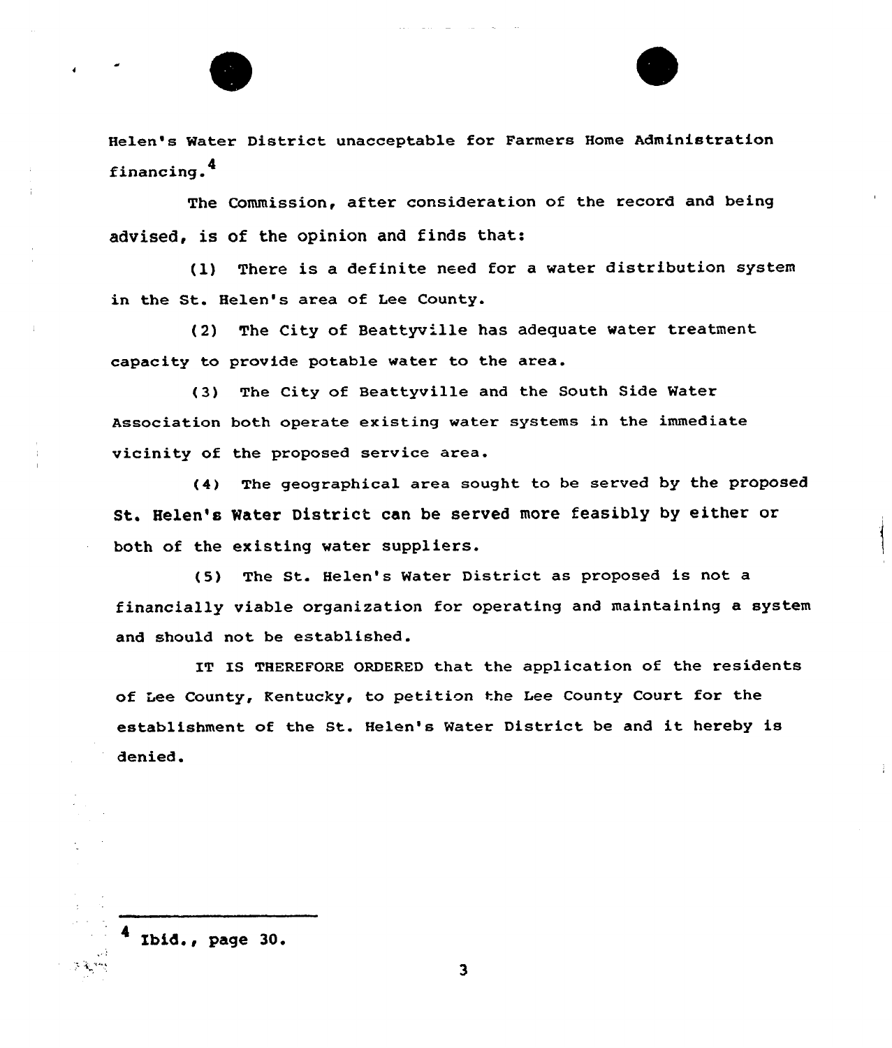Helen's Water District unacceptable for Farmers Home Administration financing.[4]

The Commission, after consideration of the record and being advised, is of the opinion and finds that:

(1) There is a definite need for a water distribution system in the St. Helen's area of Lee County.

(2) The City of Beattyville has adequate water treatment capacity to provide potable water to the area.

(3) The City of Beattyville and the South Side Water Association both operate existing water systems in the immediate vicinity of the proposed service area.

(4) The geographical area sought to be served by the proposed St. Helen's Water District can be served more feasibly by either or both of the existing water suppliers.

(5) The St. Helen's Water District as proposed is not a financially viable organization for operating and maintaining a system and should not be established.

IT IS THEREFORE ORDERED that the application of the residents of Lee County, Kentucky, to petition the Lee County Court for the establishment of the St. Helen's Water District be and it hereby is denied.

---

[4] Ibid., page 30.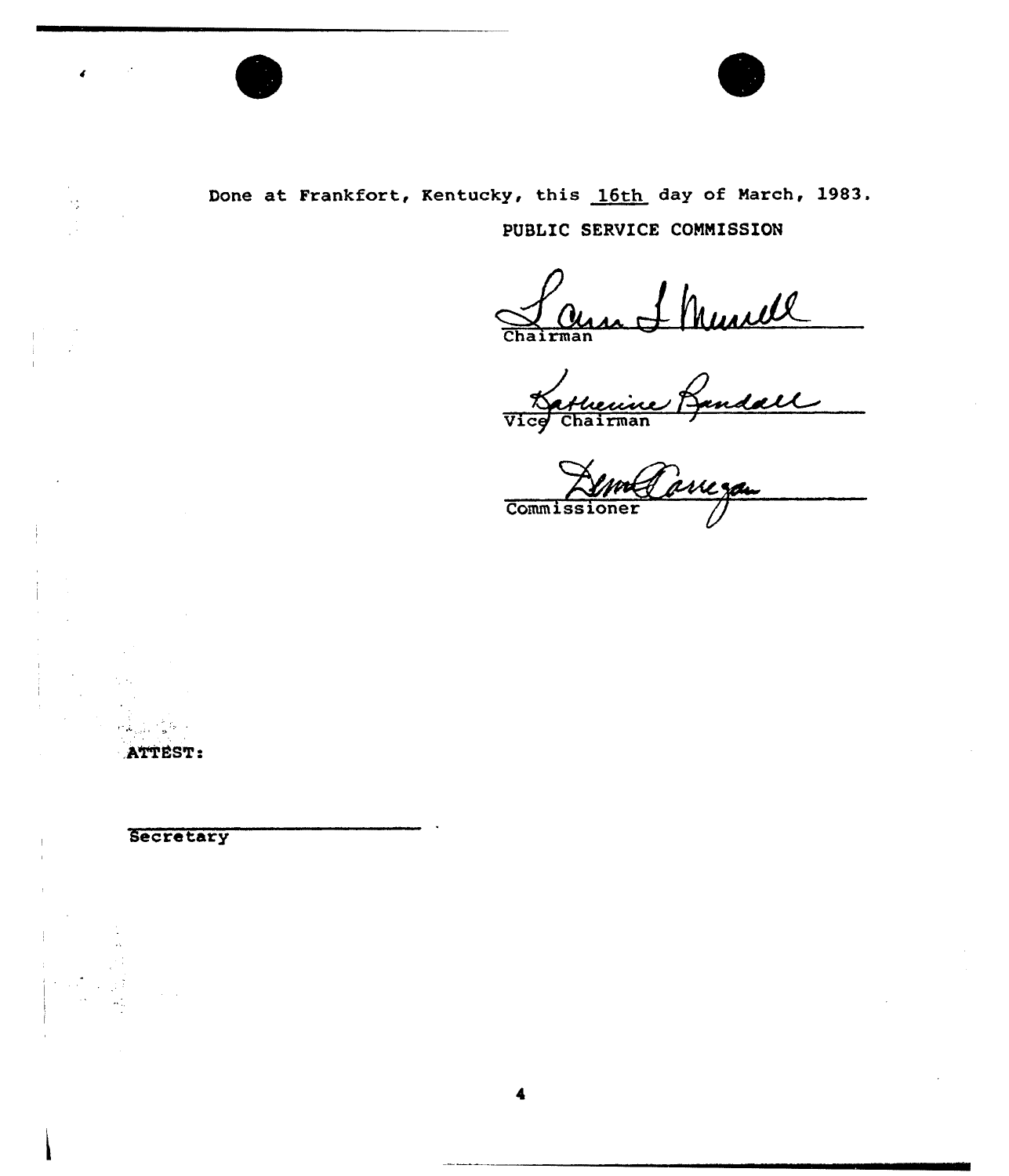Done at Frankfort, Kentucky, this 16th day of March, 1983.

PUBLIC SERVICE COMMISSION

Chairman

Vice Chairman

Commissioner

ATTEST:

Secretary